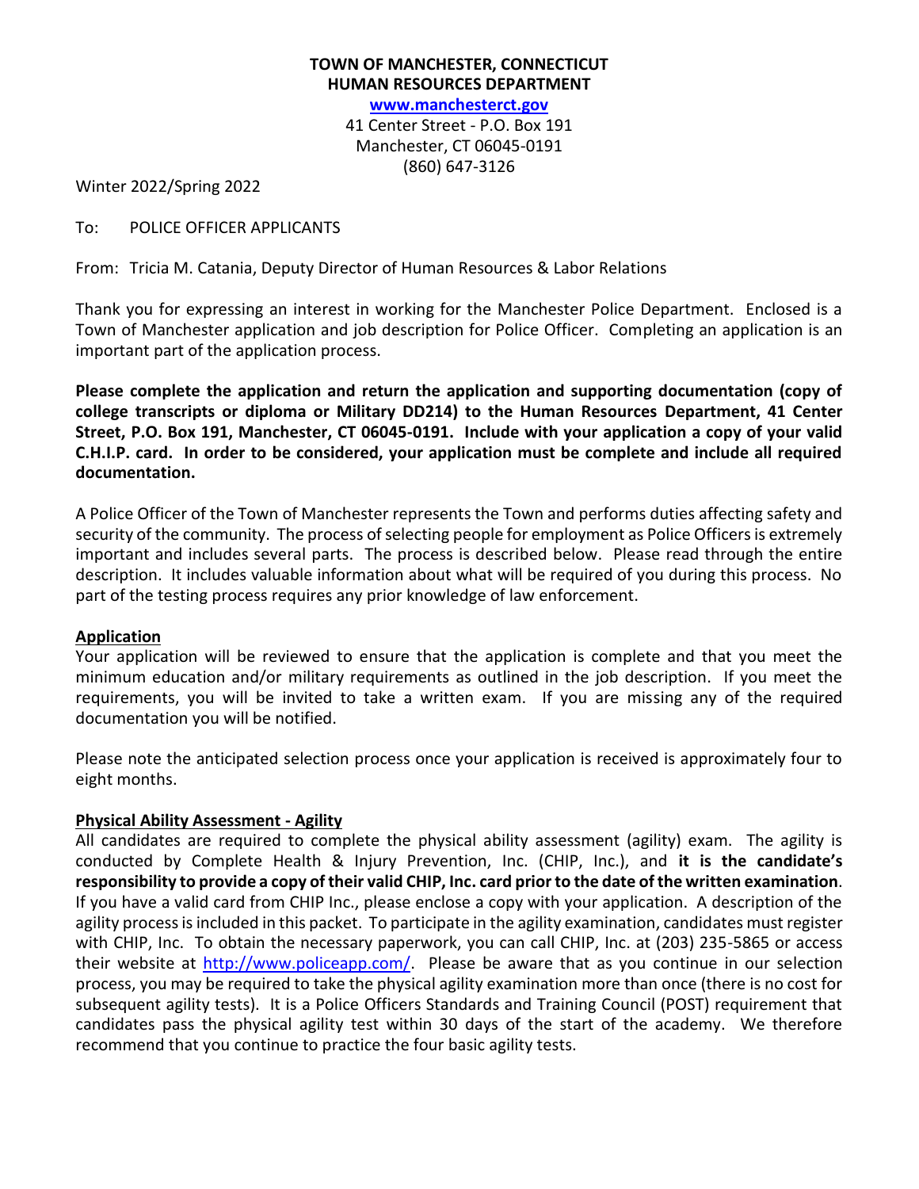**TOWN OF MANCHESTER, CONNECTICUT**
**HUMAN RESOURCES DEPARTMENT**
**www.manchesterct.gov**
41 Center Street - P.O. Box 191
Manchester, CT 06045-0191
(860) 647-3126

Winter 2022/Spring 2022

To: POLICE OFFICER APPLICANTS

From: Tricia M. Catania, Deputy Director of Human Resources & Labor Relations

Thank you for expressing an interest in working for the Manchester Police Department. Enclosed is a Town of Manchester application and job description for Police Officer. Completing an application is an important part of the application process.

**Please complete the application and return the application and supporting documentation (copy of college transcripts or diploma or Military DD214) to the Human Resources Department, 41 Center Street, P.O. Box 191, Manchester, CT 06045-0191. Include with your application a copy of your valid C.H.I.P. card. In order to be considered, your application must be complete and include all required documentation.**

A Police Officer of the Town of Manchester represents the Town and performs duties affecting safety and security of the community. The process of selecting people for employment as Police Officers is extremely important and includes several parts. The process is described below. Please read through the entire description. It includes valuable information about what will be required of you during this process. No part of the testing process requires any prior knowledge of law enforcement.

## Application

Your application will be reviewed to ensure that the application is complete and that you meet the minimum education and/or military requirements as outlined in the job description. If you meet the requirements, you will be invited to take a written exam. If you are missing any of the required documentation you will be notified.

Please note the anticipated selection process once your application is received is approximately four to eight months.

## Physical Ability Assessment - Agility

All candidates are required to complete the physical ability assessment (agility) exam. The agility is conducted by Complete Health & Injury Prevention, Inc. (CHIP, Inc.), and **it is the candidate's responsibility to provide a copy of their valid CHIP, Inc. card prior to the date of the written examination**. If you have a valid card from CHIP Inc., please enclose a copy with your application. A description of the agility process is included in this packet. To participate in the agility examination, candidates must register with CHIP, Inc. To obtain the necessary paperwork, you can call CHIP, Inc. at (203) 235-5865 or access their website at http://www.policeapp.com/. Please be aware that as you continue in our selection process, you may be required to take the physical agility examination more than once (there is no cost for subsequent agility tests). It is a Police Officers Standards and Training Council (POST) requirement that candidates pass the physical agility test within 30 days of the start of the academy. We therefore recommend that you continue to practice the four basic agility tests.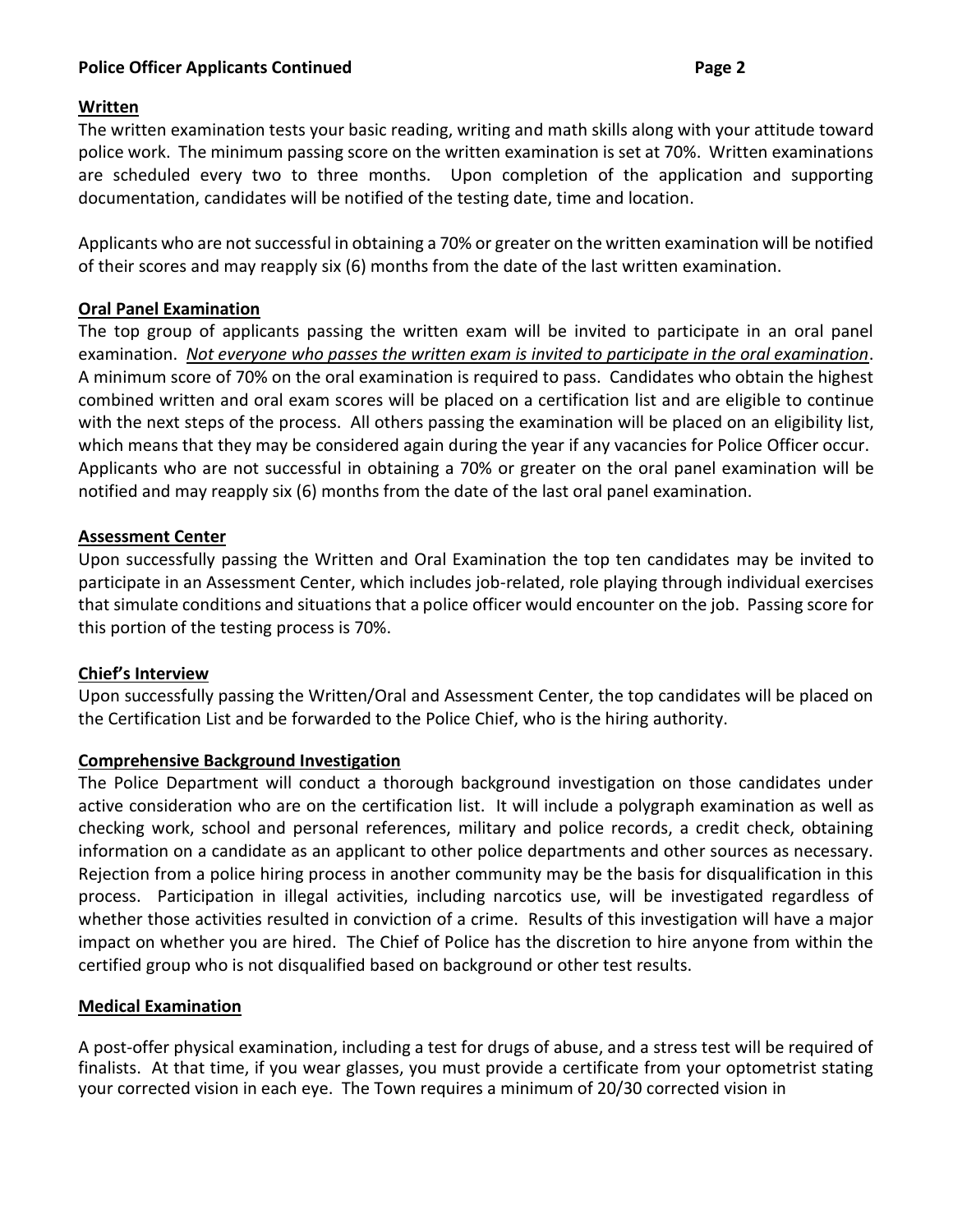**Written**

The written examination tests your basic reading, writing and math skills along with your attitude toward police work. The minimum passing score on the written examination is set at 70%. Written examinations are scheduled every two to three months. Upon completion of the application and supporting documentation, candidates will be notified of the testing date, time and location.

Applicants who are not successful in obtaining a 70% or greater on the written examination will be notified of their scores and may reapply six (6) months from the date of the last written examination.

**Oral Panel Examination**

The top group of applicants passing the written exam will be invited to participate in an oral panel examination. *Not everyone who passes the written exam is invited to participate in the oral examination*. A minimum score of 70% on the oral examination is required to pass. Candidates who obtain the highest combined written and oral exam scores will be placed on a certification list and are eligible to continue with the next steps of the process. All others passing the examination will be placed on an eligibility list, which means that they may be considered again during the year if any vacancies for Police Officer occur. Applicants who are not successful in obtaining a 70% or greater on the oral panel examination will be notified and may reapply six (6) months from the date of the last oral panel examination.

**Assessment Center**

Upon successfully passing the Written and Oral Examination the top ten candidates may be invited to participate in an Assessment Center, which includes job-related, role playing through individual exercises that simulate conditions and situations that a police officer would encounter on the job. Passing score for this portion of the testing process is 70%.

**Chief's Interview**

Upon successfully passing the Written/Oral and Assessment Center, the top candidates will be placed on the Certification List and be forwarded to the Police Chief, who is the hiring authority.

**Comprehensive Background Investigation**

The Police Department will conduct a thorough background investigation on those candidates under active consideration who are on the certification list. It will include a polygraph examination as well as checking work, school and personal references, military and police records, a credit check, obtaining information on a candidate as an applicant to other police departments and other sources as necessary. Rejection from a police hiring process in another community may be the basis for disqualification in this process. Participation in illegal activities, including narcotics use, will be investigated regardless of whether those activities resulted in conviction of a crime. Results of this investigation will have a major impact on whether you are hired. The Chief of Police has the discretion to hire anyone from within the certified group who is not disqualified based on background or other test results.

**Medical Examination**

A post-offer physical examination, including a test for drugs of abuse, and a stress test will be required of finalists. At that time, if you wear glasses, you must provide a certificate from your optometrist stating your corrected vision in each eye. The Town requires a minimum of 20/30 corrected vision in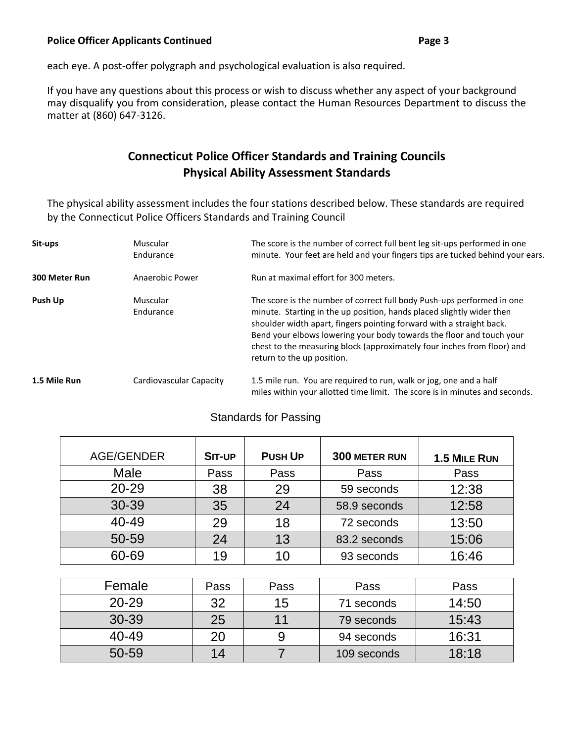each eye. A post-offer polygraph and psychological evaluation is also required.

If you have any questions about this process or wish to discuss whether any aspect of your background may disqualify you from consideration, please contact the Human Resources Department to discuss the matter at (860) 647-3126.

## Connecticut Police Officer Standards and Training Councils
## Physical Ability Assessment Standards

The physical ability assessment includes the four stations described below. These standards are required by the Connecticut Police Officers Standards and Training Council

| | | |
|---|---|---|
| **Sit-ups** | Muscular Endurance | The score is the number of correct full bent leg sit-ups performed in one minute. Your feet are held and your fingers tips are tucked behind your ears. |
| **300 Meter Run** | Anaerobic Power | Run at maximal effort for 300 meters. |
| **Push Up** | Muscular Endurance | The score is the number of correct full body Push-ups performed in one minute. Starting in the up position, hands placed slightly wider then shoulder width apart, fingers pointing forward with a straight back. Bend your elbows lowering your body towards the floor and touch your chest to the measuring block (approximately four inches from floor) and return to the up position. |
| **1.5 Mile Run** | Cardiovascular Capacity | 1.5 mile run. You are required to run, walk or jog, one and a half miles within your allotted time limit. The score is in minutes and seconds. |

Standards for Passing

| AGE/GENDER | SIT-UP | PUSH UP | 300 METER RUN | 1.5 MILE RUN |
|---|---|---|---|---|
| Male | Pass | Pass | Pass | Pass |
| 20-29 | 38 | 29 | 59 seconds | 12:38 |
| 30-39 | 35 | 24 | 58.9 seconds | 12:58 |
| 40-49 | 29 | 18 | 72 seconds | 13:50 |
| 50-59 | 24 | 13 | 83.2 seconds | 15:06 |
| 60-69 | 19 | 10 | 93 seconds | 16:46 |
| Female | Pass | Pass | Pass | Pass |
| 20-29 | 32 | 15 | 71 seconds | 14:50 |
| 30-39 | 25 | 11 | 79 seconds | 15:43 |
| 40-49 | 20 | 9 | 94 seconds | 16:31 |
| 50-59 | 14 | 7 | 109 seconds | 18:18 |